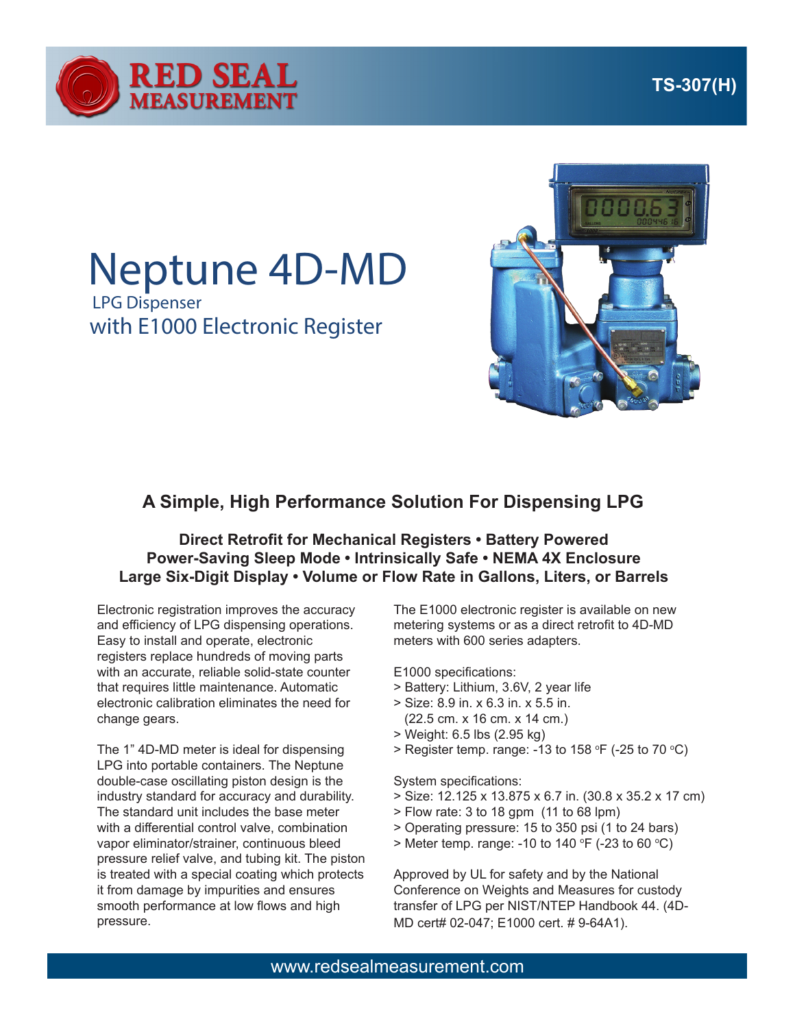# Neptune 4D-MD

LPG Dispenser
with E1000 Electronic Register

TS-307(H)

## A Simple, High Performance Solution For Dispensing LPG

**Direct Retrofit for Mechanical Registers • Battery Powered**
**Power-Saving Sleep Mode • Intrinsically Safe • NEMA 4X Enclosure**
**Large Six-Digit Display • Volume or Flow Rate in Gallons, Liters, or Barrels**

Electronic registration improves the accuracy and efficiency of LPG dispensing operations. Easy to install and operate, electronic registers replace hundreds of moving parts with an accurate, reliable solid-state counter that requires little maintenance. Automatic electronic calibration eliminates the need for change gears.

The 1" 4D-MD meter is ideal for dispensing LPG into portable containers. The Neptune double-case oscillating piston design is the industry standard for accuracy and durability. The standard unit includes the base meter with a differential control valve, combination vapor eliminator/strainer, continuous bleed pressure relief valve, and tubing kit. The piston is treated with a special coating which protects it from damage by impurities and ensures smooth performance at low flows and high pressure.

The E1000 electronic register is available on new metering systems or as a direct retrofit to 4D-MD meters with 600 series adapters.

E1000 specifications:

> Battery: Lithium, 3.6V, 2 year life
> Size: 8.9 in. x 6.3 in. x 5.5 in. (22.5 cm. x 16 cm. x 14 cm.)
> Weight: 6.5 lbs (2.95 kg)
> Register temp. range: -13 to 158 °F (-25 to 70 °C)

System specifications:

> Size: 12.125 x 13.875 x 6.7 in. (30.8 x 35.2 x 17 cm)
> Flow rate: 3 to 18 gpm (11 to 68 lpm)
> Operating pressure: 15 to 350 psi (1 to 24 bars)
> Meter temp. range: -10 to 140 °F (-23 to 60 °C)

Approved by UL for safety and by the National Conference on Weights and Measures for custody transfer of LPG per NIST/NTEP Handbook 44. (4D-MD cert# 02-047; E1000 cert. # 9-64A1).

www.redsealmeasurement.com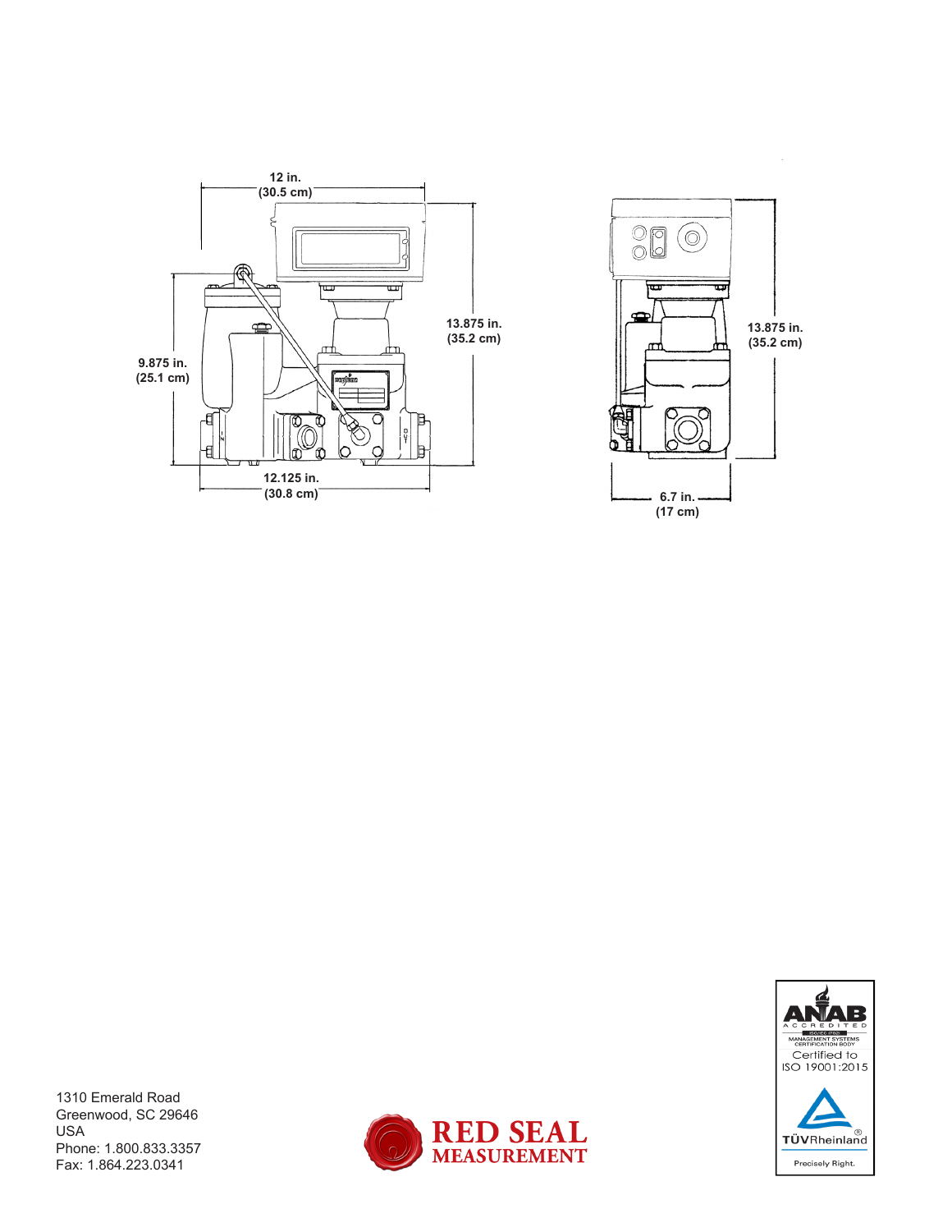12 in.
(30.5 cm)

13.875 in.
(35.2 cm)

9.875 in.
(25.1 cm)

12.125 in.
(30.8 cm)

13.875 in.
(35.2 cm)

6.7 in.
(17 cm)

1310 Emerald Road
Greenwood, SC 29646
USA
Phone: 1.800.833.3357
Fax: 1.864.223.0341

RED SEAL MEASUREMENT

ANAB ACCREDITED
ISO/IEC 17021
MANAGEMENT SYSTEMS CERTIFICATION BODY
Certified to ISO 19001:2015
TÜVRheinland®
Precisely Right.